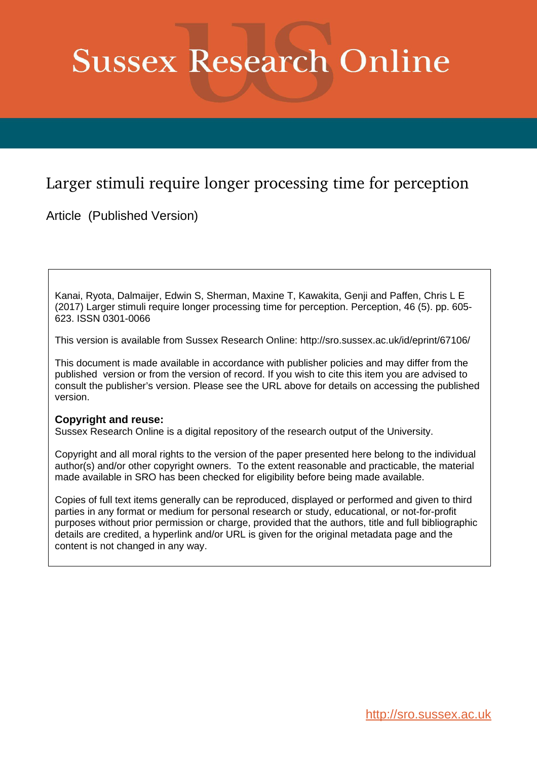# Sussex Research Online

## Larger stimuli require longer processing time for perception

Article (Published Version)

Kanai, Ryota, Dalmaijer, Edwin S, Sherman, Maxine T, Kawakita, Genji and Paffen, Chris L E (2017) Larger stimuli require longer processing time for perception. Perception, 46 (5). pp. 605-623. ISSN 0301-0066

This version is available from Sussex Research Online: http://sro.sussex.ac.uk/id/eprint/67106/

This document is made available in accordance with publisher policies and may differ from the published version or from the version of record. If you wish to cite this item you are advised to consult the publisher's version. Please see the URL above for details on accessing the published version.

**Copyright and reuse:**
Sussex Research Online is a digital repository of the research output of the University.

Copyright and all moral rights to the version of the paper presented here belong to the individual author(s) and/or other copyright owners. To the extent reasonable and practicable, the material made available in SRO has been checked for eligibility before being made available.

Copies of full text items generally can be reproduced, displayed or performed and given to third parties in any format or medium for personal research or study, educational, or not-for-profit purposes without prior permission or charge, provided that the authors, title and full bibliographic details are credited, a hyperlink and/or URL is given for the original metadata page and the content is not changed in any way.

http://sro.sussex.ac.uk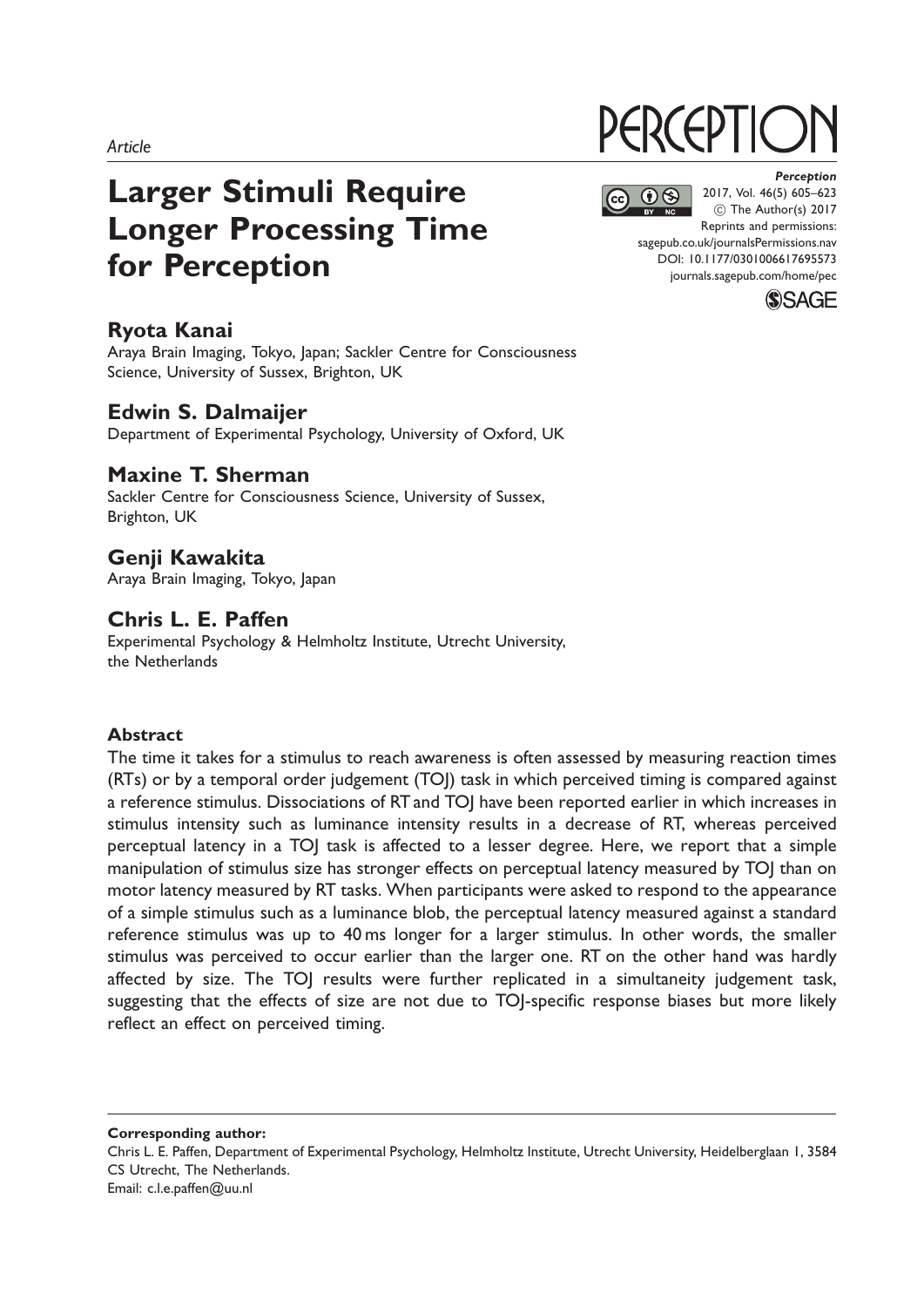*Article*

# Larger Stimuli Require Longer Processing Time for Perception

## Ryota Kanai

Araya Brain Imaging, Tokyo, Japan; Sackler Centre for Consciousness Science, University of Sussex, Brighton, UK

## Edwin S. Dalmaijer

Department of Experimental Psychology, University of Oxford, UK

## Maxine T. Sherman

Sackler Centre for Consciousness Science, University of Sussex, Brighton, UK

## Genji Kawakita

Araya Brain Imaging, Tokyo, Japan

## Chris L. E. Paffen

Experimental Psychology & Helmholtz Institute, Utrecht University, the Netherlands

*Perception*
2017, Vol. 46(5) 605–623
© The Author(s) 2017
Reprints and permissions: sagepub.co.uk/journalsPermissions.nav
DOI: 10.1177/0301006617695573
journals.sagepub.com/home/pec

### Abstract

The time it takes for a stimulus to reach awareness is often assessed by measuring reaction times (RTs) or by a temporal order judgement (TOJ) task in which perceived timing is compared against a reference stimulus. Dissociations of RT and TOJ have been reported earlier in which increases in stimulus intensity such as luminance intensity results in a decrease of RT, whereas perceived perceptual latency in a TOJ task is affected to a lesser degree. Here, we report that a simple manipulation of stimulus size has stronger effects on perceptual latency measured by TOJ than on motor latency measured by RT tasks. When participants were asked to respond to the appearance of a simple stimulus such as a luminance blob, the perceptual latency measured against a standard reference stimulus was up to 40 ms longer for a larger stimulus. In other words, the smaller stimulus was perceived to occur earlier than the larger one. RT on the other hand was hardly affected by size. The TOJ results were further replicated in a simultaneity judgement task, suggesting that the effects of size are not due to TOJ-specific response biases but more likely reflect an effect on perceived timing.

**Corresponding author:**
Chris L. E. Paffen, Department of Experimental Psychology, Helmholtz Institute, Utrecht University, Heidelberglaan 1, 3584 CS Utrecht, The Netherlands.
Email: c.l.e.paffen@uu.nl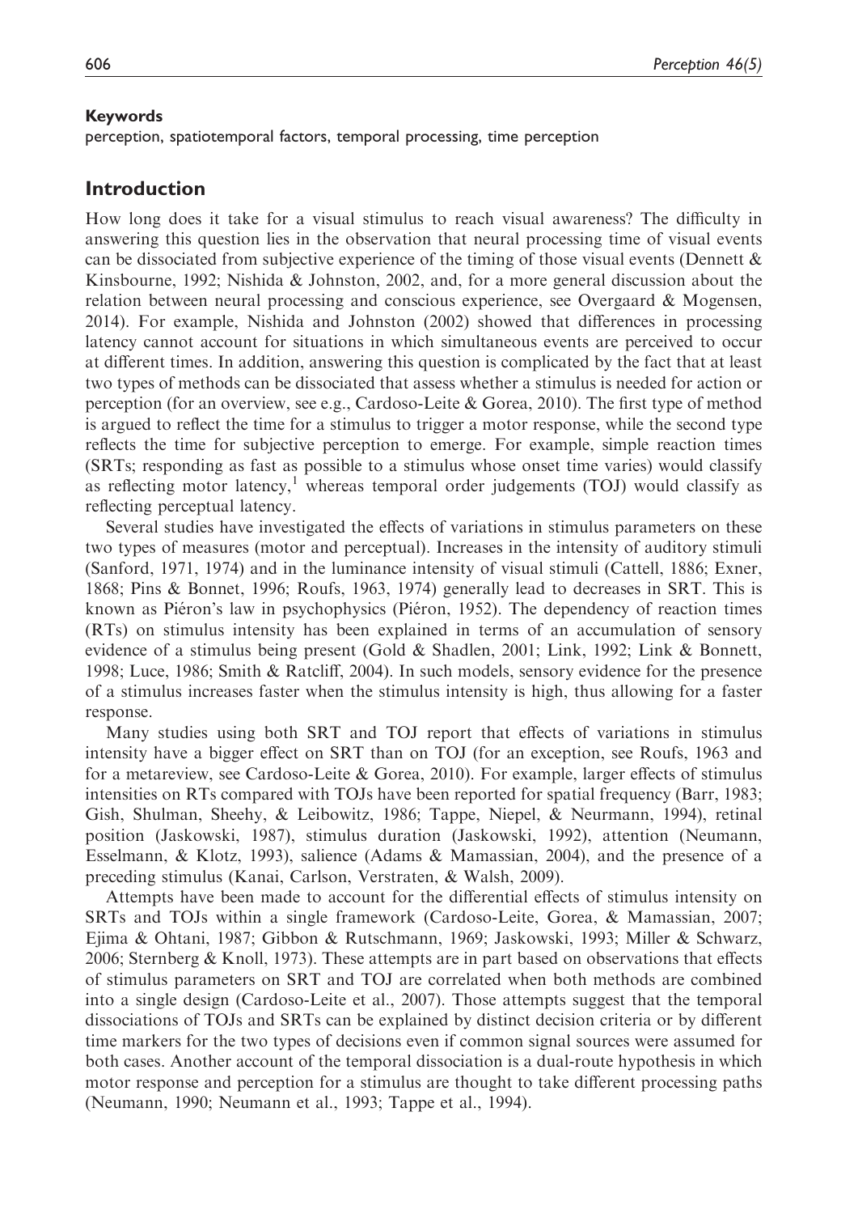**Keywords**

perception, spatiotemporal factors, temporal processing, time perception

## Introduction

How long does it take for a visual stimulus to reach visual awareness? The difficulty in answering this question lies in the observation that neural processing time of visual events can be dissociated from subjective experience of the timing of those visual events (Dennett & Kinsbourne, 1992; Nishida & Johnston, 2002, and, for a more general discussion about the relation between neural processing and conscious experience, see Overgaard & Mogensen, 2014). For example, Nishida and Johnston (2002) showed that differences in processing latency cannot account for situations in which simultaneous events are perceived to occur at different times. In addition, answering this question is complicated by the fact that at least two types of methods can be dissociated that assess whether a stimulus is needed for action or perception (for an overview, see e.g., Cardoso-Leite & Gorea, 2010). The first type of method is argued to reflect the time for a stimulus to trigger a motor response, while the second type reflects the time for subjective perception to emerge. For example, simple reaction times (SRTs; responding as fast as possible to a stimulus whose onset time varies) would classify as reflecting motor latency,[1] whereas temporal order judgements (TOJ) would classify as reflecting perceptual latency.

Several studies have investigated the effects of variations in stimulus parameters on these two types of measures (motor and perceptual). Increases in the intensity of auditory stimuli (Sanford, 1971, 1974) and in the luminance intensity of visual stimuli (Cattell, 1886; Exner, 1868; Pins & Bonnet, 1996; Roufs, 1963, 1974) generally lead to decreases in SRT. This is known as Piéron's law in psychophysics (Piéron, 1952). The dependency of reaction times (RTs) on stimulus intensity has been explained in terms of an accumulation of sensory evidence of a stimulus being present (Gold & Shadlen, 2001; Link, 1992; Link & Bonnett, 1998; Luce, 1986; Smith & Ratcliff, 2004). In such models, sensory evidence for the presence of a stimulus increases faster when the stimulus intensity is high, thus allowing for a faster response.

Many studies using both SRT and TOJ report that effects of variations in stimulus intensity have a bigger effect on SRT than on TOJ (for an exception, see Roufs, 1963 and for a metareview, see Cardoso-Leite & Gorea, 2010). For example, larger effects of stimulus intensities on RTs compared with TOJs have been reported for spatial frequency (Barr, 1983; Gish, Shulman, Sheehy, & Leibowitz, 1986; Tappe, Niepel, & Neurmann, 1994), retinal position (Jaskowski, 1987), stimulus duration (Jaskowski, 1992), attention (Neumann, Esselmann, & Klotz, 1993), salience (Adams & Mamassian, 2004), and the presence of a preceding stimulus (Kanai, Carlson, Verstraten, & Walsh, 2009).

Attempts have been made to account for the differential effects of stimulus intensity on SRTs and TOJs within a single framework (Cardoso-Leite, Gorea, & Mamassian, 2007; Ejima & Ohtani, 1987; Gibbon & Rutschmann, 1969; Jaskowski, 1993; Miller & Schwarz, 2006; Sternberg & Knoll, 1973). These attempts are in part based on observations that effects of stimulus parameters on SRT and TOJ are correlated when both methods are combined into a single design (Cardoso-Leite et al., 2007). Those attempts suggest that the temporal dissociations of TOJs and SRTs can be explained by distinct decision criteria or by different time markers for the two types of decisions even if common signal sources were assumed for both cases. Another account of the temporal dissociation is a dual-route hypothesis in which motor response and perception for a stimulus are thought to take different processing paths (Neumann, 1990; Neumann et al., 1993; Tappe et al., 1994).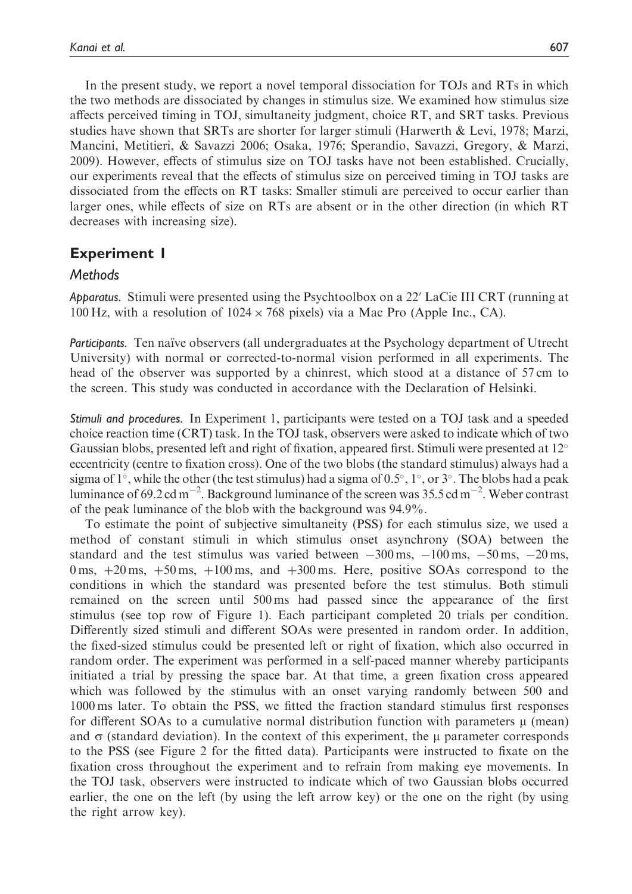In the present study, we report a novel temporal dissociation for TOJs and RTs in which the two methods are dissociated by changes in stimulus size. We examined how stimulus size affects perceived timing in TOJ, simultaneity judgment, choice RT, and SRT tasks. Previous studies have shown that SRTs are shorter for larger stimuli (Harwerth & Levi, 1978; Marzi, Mancini, Metitieri, & Savazzi 2006; Osaka, 1976; Sperandio, Savazzi, Gregory, & Marzi, 2009). However, effects of stimulus size on TOJ tasks have not been established. Crucially, our experiments reveal that the effects of stimulus size on perceived timing in TOJ tasks are dissociated from the effects on RT tasks: Smaller stimuli are perceived to occur earlier than larger ones, while effects of size on RTs are absent or in the other direction (in which RT decreases with increasing size).

## Experiment 1

### Methods

*Apparatus.* Stimuli were presented using the Psychtoolbox on a 22′ LaCie III CRT (running at 100 Hz, with a resolution of $1024 \times 768$ pixels) via a Mac Pro (Apple Inc., CA).

*Participants.* Ten naïve observers (all undergraduates at the Psychology department of Utrecht University) with normal or corrected-to-normal vision performed in all experiments. The head of the observer was supported by a chinrest, which stood at a distance of 57 cm to the screen. This study was conducted in accordance with the Declaration of Helsinki.

*Stimuli and procedures.* In Experiment 1, participants were tested on a TOJ task and a speeded choice reaction time (CRT) task. In the TOJ task, observers were asked to indicate which of two Gaussian blobs, presented left and right of fixation, appeared first. Stimuli were presented at 12° eccentricity (centre to fixation cross). One of the two blobs (the standard stimulus) always had a sigma of 1°, while the other (the test stimulus) had a sigma of 0.5°, 1°, or 3°. The blobs had a peak luminance of 69.2 cd m$^{-2}$. Background luminance of the screen was 35.5 cd m$^{-2}$. Weber contrast of the peak luminance of the blob with the background was 94.9%.

To estimate the point of subjective simultaneity (PSS) for each stimulus size, we used a method of constant stimuli in which stimulus onset asynchrony (SOA) between the standard and the test stimulus was varied between −300 ms, −100 ms, −50 ms, −20 ms, 0 ms, +20 ms, +50 ms, +100 ms, and +300 ms. Here, positive SOAs correspond to the conditions in which the standard was presented before the test stimulus. Both stimuli remained on the screen until 500 ms had passed since the appearance of the first stimulus (see top row of Figure 1). Each participant completed 20 trials per condition. Differently sized stimuli and different SOAs were presented in random order. In addition, the fixed-sized stimulus could be presented left or right of fixation, which also occurred in random order. The experiment was performed in a self-paced manner whereby participants initiated a trial by pressing the space bar. At that time, a green fixation cross appeared which was followed by the stimulus with an onset varying randomly between 500 and 1000 ms later. To obtain the PSS, we fitted the fraction standard stimulus first responses for different SOAs to a cumulative normal distribution function with parameters $\mu$ (mean) and $\sigma$ (standard deviation). In the context of this experiment, the $\mu$ parameter corresponds to the PSS (see Figure 2 for the fitted data). Participants were instructed to fixate on the fixation cross throughout the experiment and to refrain from making eye movements. In the TOJ task, observers were instructed to indicate which of two Gaussian blobs occurred earlier, the one on the left (by using the left arrow key) or the one on the right (by using the right arrow key).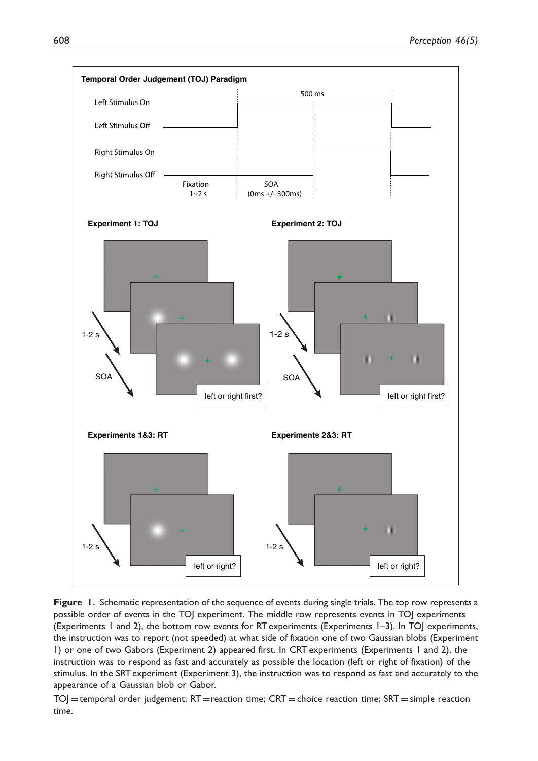**Figure 1.** Schematic representation of the sequence of events during single trials. The top row represents a possible order of events in the TOJ experiment. The middle row represents events in TOJ experiments (Experiments 1 and 2), the bottom row events for RT experiments (Experiments 1–3). In TOJ experiments, the instruction was to report (not speeded) at what side of fixation one of two Gaussian blobs (Experiment 1) or one of two Gabors (Experiment 2) appeared first. In CRT experiments (Experiments 1 and 2), the instruction was to respond as fast and accurately as possible the location (left or right of fixation) of the stimulus. In the SRT experiment (Experiment 3), the instruction was to respond as fast and accurately to the appearance of a Gaussian blob or Gabor.

TOJ = temporal order judgement; RT = reaction time; CRT = choice reaction time; SRT = simple reaction time.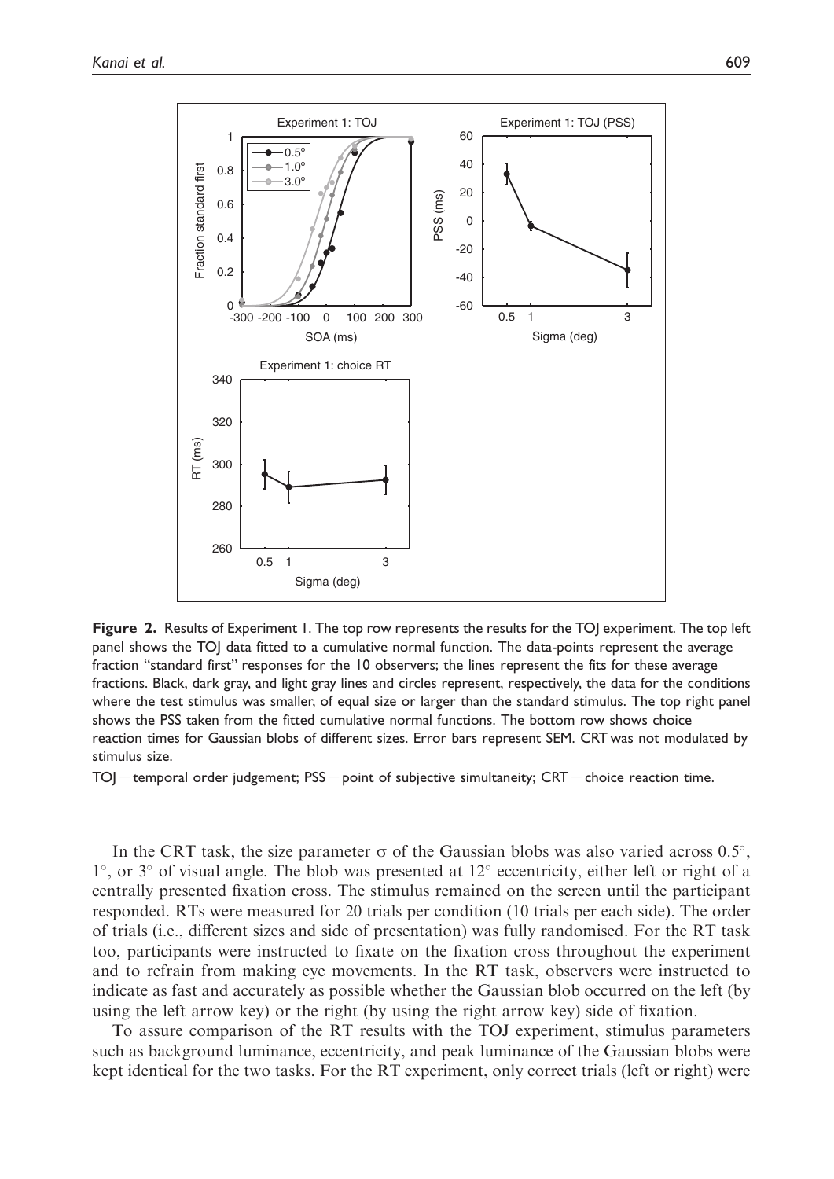**Figure 2.** Results of Experiment 1. The top row represents the results for the TOJ experiment. The top left panel shows the TOJ data fitted to a cumulative normal function. The data-points represent the average fraction "standard first" responses for the 10 observers; the lines represent the fits for these average fractions. Black, dark gray, and light gray lines and circles represent, respectively, the data for the conditions where the test stimulus was smaller, of equal size or larger than the standard stimulus. The top right panel shows the PSS taken from the fitted cumulative normal functions. The bottom row shows choice reaction times for Gaussian blobs of different sizes. Error bars represent SEM. CRT was not modulated by stimulus size.

TOJ = temporal order judgement; PSS = point of subjective simultaneity; CRT = choice reaction time.

In the CRT task, the size parameter $\sigma$ of the Gaussian blobs was also varied across $0.5^\circ$, $1^\circ$, or $3^\circ$ of visual angle. The blob was presented at $12^\circ$ eccentricity, either left or right of a centrally presented fixation cross. The stimulus remained on the screen until the participant responded. RTs were measured for 20 trials per condition (10 trials per each side). The order of trials (i.e., different sizes and side of presentation) was fully randomised. For the RT task too, participants were instructed to fixate on the fixation cross throughout the experiment and to refrain from making eye movements. In the RT task, observers were instructed to indicate as fast and accurately as possible whether the Gaussian blob occurred on the left (by using the left arrow key) or the right (by using the right arrow key) side of fixation.

To assure comparison of the RT results with the TOJ experiment, stimulus parameters such as background luminance, eccentricity, and peak luminance of the Gaussian blobs were kept identical for the two tasks. For the RT experiment, only correct trials (left or right) were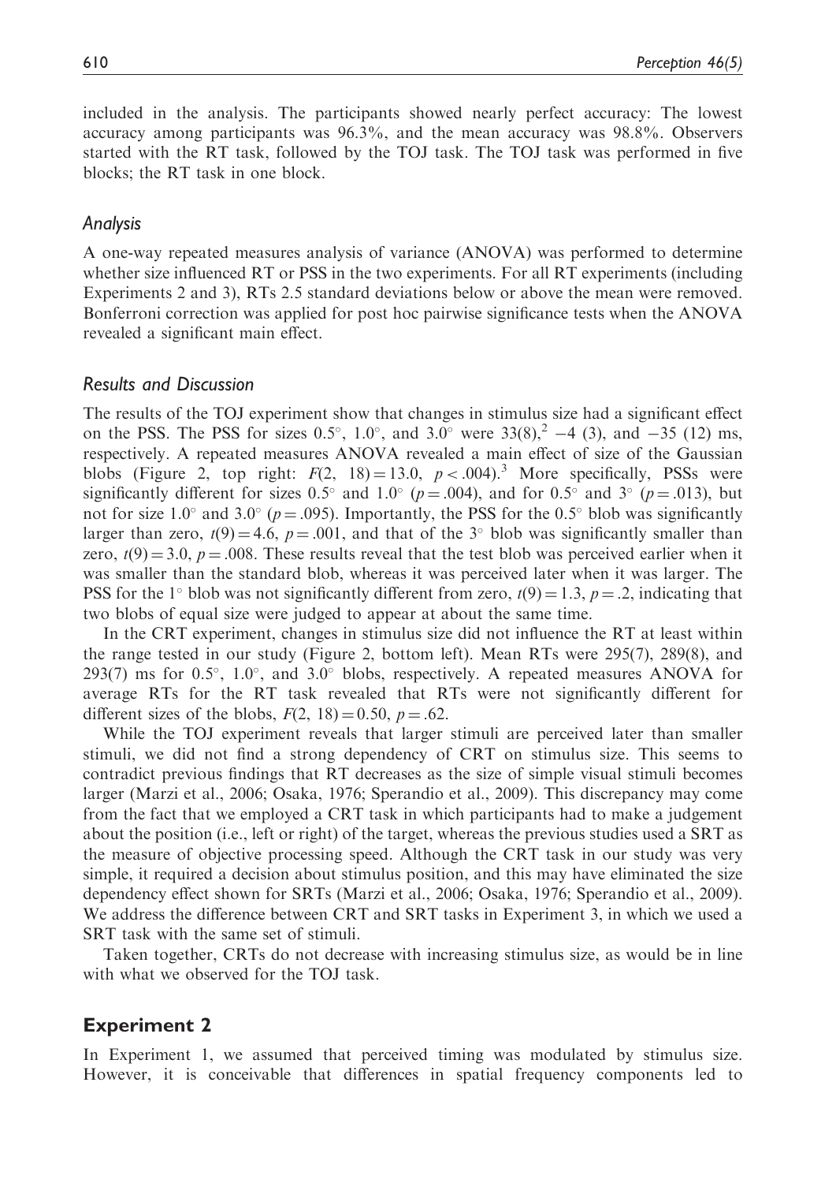included in the analysis. The participants showed nearly perfect accuracy: The lowest accuracy among participants was 96.3%, and the mean accuracy was 98.8%. Observers started with the RT task, followed by the TOJ task. The TOJ task was performed in five blocks; the RT task in one block.

### Analysis

A one-way repeated measures analysis of variance (ANOVA) was performed to determine whether size influenced RT or PSS in the two experiments. For all RT experiments (including Experiments 2 and 3), RTs 2.5 standard deviations below or above the mean were removed. Bonferroni correction was applied for post hoc pairwise significance tests when the ANOVA revealed a significant main effect.

### Results and Discussion

The results of the TOJ experiment show that changes in stimulus size had a significant effect on the PSS. The PSS for sizes 0.5°, 1.0°, and 3.0° were 33(8),[2] −4 (3), and −35 (12) ms, respectively. A repeated measures ANOVA revealed a main effect of size of the Gaussian blobs (Figure 2, top right: $F(2,\ 18) = 13.0$, $p < .004$).[3] More specifically, PSSs were significantly different for sizes 0.5° and 1.0° ($p = .004$), and for 0.5° and 3° ($p = .013$), but not for size 1.0° and 3.0° ($p = .095$). Importantly, the PSS for the 0.5° blob was significantly larger than zero, $t(9) = 4.6$, $p = .001$, and that of the 3° blob was significantly smaller than zero, $t(9) = 3.0$, $p = .008$. These results reveal that the test blob was perceived earlier when it was smaller than the standard blob, whereas it was perceived later when it was larger. The PSS for the 1° blob was not significantly different from zero, $t(9) = 1.3$, $p = .2$, indicating that two blobs of equal size were judged to appear at about the same time.

In the CRT experiment, changes in stimulus size did not influence the RT at least within the range tested in our study (Figure 2, bottom left). Mean RTs were 295(7), 289(8), and 293(7) ms for 0.5°, 1.0°, and 3.0° blobs, respectively. A repeated measures ANOVA for average RTs for the RT task revealed that RTs were not significantly different for different sizes of the blobs, $F(2,\ 18) = 0.50$, $p = .62$.

While the TOJ experiment reveals that larger stimuli are perceived later than smaller stimuli, we did not find a strong dependency of CRT on stimulus size. This seems to contradict previous findings that RT decreases as the size of simple visual stimuli becomes larger (Marzi et al., 2006; Osaka, 1976; Sperandio et al., 2009). This discrepancy may come from the fact that we employed a CRT task in which participants had to make a judgement about the position (i.e., left or right) of the target, whereas the previous studies used a SRT as the measure of objective processing speed. Although the CRT task in our study was very simple, it required a decision about stimulus position, and this may have eliminated the size dependency effect shown for SRTs (Marzi et al., 2006; Osaka, 1976; Sperandio et al., 2009). We address the difference between CRT and SRT tasks in Experiment 3, in which we used a SRT task with the same set of stimuli.

Taken together, CRTs do not decrease with increasing stimulus size, as would be in line with what we observed for the TOJ task.

## Experiment 2

In Experiment 1, we assumed that perceived timing was modulated by stimulus size. However, it is conceivable that differences in spatial frequency components led to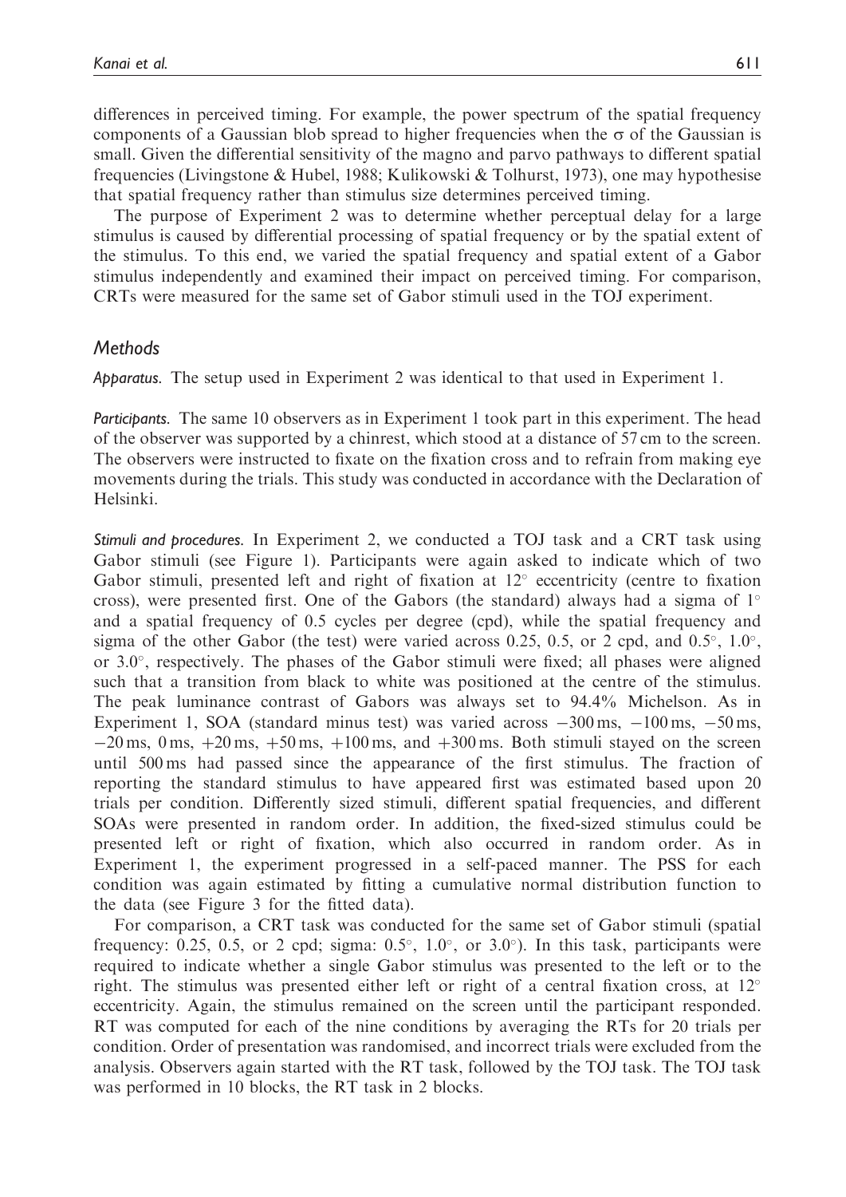differences in perceived timing. For example, the power spectrum of the spatial frequency components of a Gaussian blob spread to higher frequencies when the $\sigma$ of the Gaussian is small. Given the differential sensitivity of the magno and parvo pathways to different spatial frequencies (Livingstone & Hubel, 1988; Kulikowski & Tolhurst, 1973), one may hypothesise that spatial frequency rather than stimulus size determines perceived timing.

The purpose of Experiment 2 was to determine whether perceptual delay for a large stimulus is caused by differential processing of spatial frequency or by the spatial extent of the stimulus. To this end, we varied the spatial frequency and spatial extent of a Gabor stimulus independently and examined their impact on perceived timing. For comparison, CRTs were measured for the same set of Gabor stimuli used in the TOJ experiment.

## Methods

*Apparatus.* The setup used in Experiment 2 was identical to that used in Experiment 1.

*Participants.* The same 10 observers as in Experiment 1 took part in this experiment. The head of the observer was supported by a chinrest, which stood at a distance of 57 cm to the screen. The observers were instructed to fixate on the fixation cross and to refrain from making eye movements during the trials. This study was conducted in accordance with the Declaration of Helsinki.

*Stimuli and procedures.* In Experiment 2, we conducted a TOJ task and a CRT task using Gabor stimuli (see Figure 1). Participants were again asked to indicate which of two Gabor stimuli, presented left and right of fixation at 12° eccentricity (centre to fixation cross), were presented first. One of the Gabors (the standard) always had a sigma of 1° and a spatial frequency of 0.5 cycles per degree (cpd), while the spatial frequency and sigma of the other Gabor (the test) were varied across 0.25, 0.5, or 2 cpd, and 0.5°, 1.0°, or 3.0°, respectively. The phases of the Gabor stimuli were fixed; all phases were aligned such that a transition from black to white was positioned at the centre of the stimulus. The peak luminance contrast of Gabors was always set to 94.4% Michelson. As in Experiment 1, SOA (standard minus test) was varied across −300 ms, −100 ms, −50 ms, −20 ms, 0 ms, +20 ms, +50 ms, +100 ms, and +300 ms. Both stimuli stayed on the screen until 500 ms had passed since the appearance of the first stimulus. The fraction of reporting the standard stimulus to have appeared first was estimated based upon 20 trials per condition. Differently sized stimuli, different spatial frequencies, and different SOAs were presented in random order. In addition, the fixed-sized stimulus could be presented left or right of fixation, which also occurred in random order. As in Experiment 1, the experiment progressed in a self-paced manner. The PSS for each condition was again estimated by fitting a cumulative normal distribution function to the data (see Figure 3 for the fitted data).

For comparison, a CRT task was conducted for the same set of Gabor stimuli (spatial frequency: 0.25, 0.5, or 2 cpd; sigma: 0.5°, 1.0°, or 3.0°). In this task, participants were required to indicate whether a single Gabor stimulus was presented to the left or to the right. The stimulus was presented either left or right of a central fixation cross, at 12° eccentricity. Again, the stimulus remained on the screen until the participant responded. RT was computed for each of the nine conditions by averaging the RTs for 20 trials per condition. Order of presentation was randomised, and incorrect trials were excluded from the analysis. Observers again started with the RT task, followed by the TOJ task. The TOJ task was performed in 10 blocks, the RT task in 2 blocks.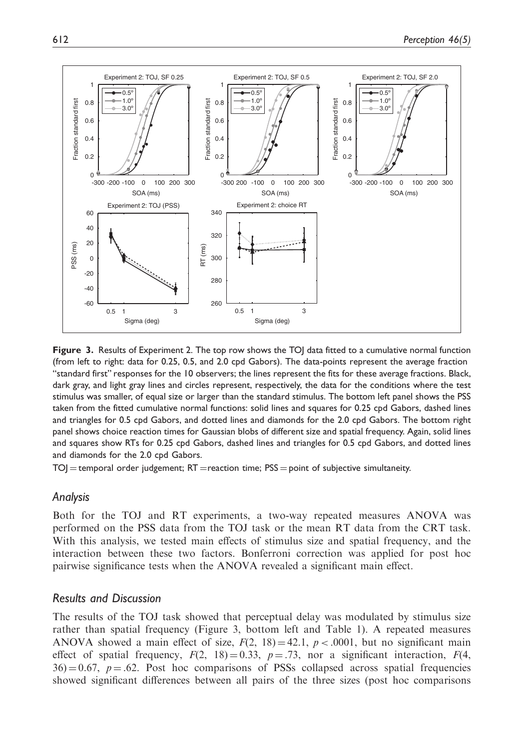**Figure 3.** Results of Experiment 2. The top row shows the TOJ data fitted to a cumulative normal function (from left to right: data for 0.25, 0.5, and 2.0 cpd Gabors). The data-points represent the average fraction "standard first" responses for the 10 observers; the lines represent the fits for these average fractions. Black, dark gray, and light gray lines and circles represent, respectively, the data for the conditions where the test stimulus was smaller, of equal size or larger than the standard stimulus. The bottom left panel shows the PSS taken from the fitted cumulative normal functions: solid lines and squares for 0.25 cpd Gabors, dashed lines and triangles for 0.5 cpd Gabors, and dotted lines and diamonds for the 2.0 cpd Gabors. The bottom right panel shows choice reaction times for Gaussian blobs of different size and spatial frequency. Again, solid lines and squares show RTs for 0.25 cpd Gabors, dashed lines and triangles for 0.5 cpd Gabors, and dotted lines and diamonds for the 2.0 cpd Gabors.

TOJ = temporal order judgement; RT = reaction time; PSS = point of subjective simultaneity.

### Analysis

Both for the TOJ and RT experiments, a two-way repeated measures ANOVA was performed on the PSS data from the TOJ task or the mean RT data from the CRT task. With this analysis, we tested main effects of stimulus size and spatial frequency, and the interaction between these two factors. Bonferroni correction was applied for post hoc pairwise significance tests when the ANOVA revealed a significant main effect.

### Results and Discussion

The results of the TOJ task showed that perceptual delay was modulated by stimulus size rather than spatial frequency (Figure 3, bottom left and Table 1). A repeated measures ANOVA showed a main effect of size, $F(2, 18) = 42.1$, $p < .0001$, but no significant main effect of spatial frequency, $F(2, 18) = 0.33$, $p = .73$, nor a significant interaction, $F(4, 36) = 0.67$, $p = .62$. Post hoc comparisons of PSSs collapsed across spatial frequencies showed significant differences between all pairs of the three sizes (post hoc comparisons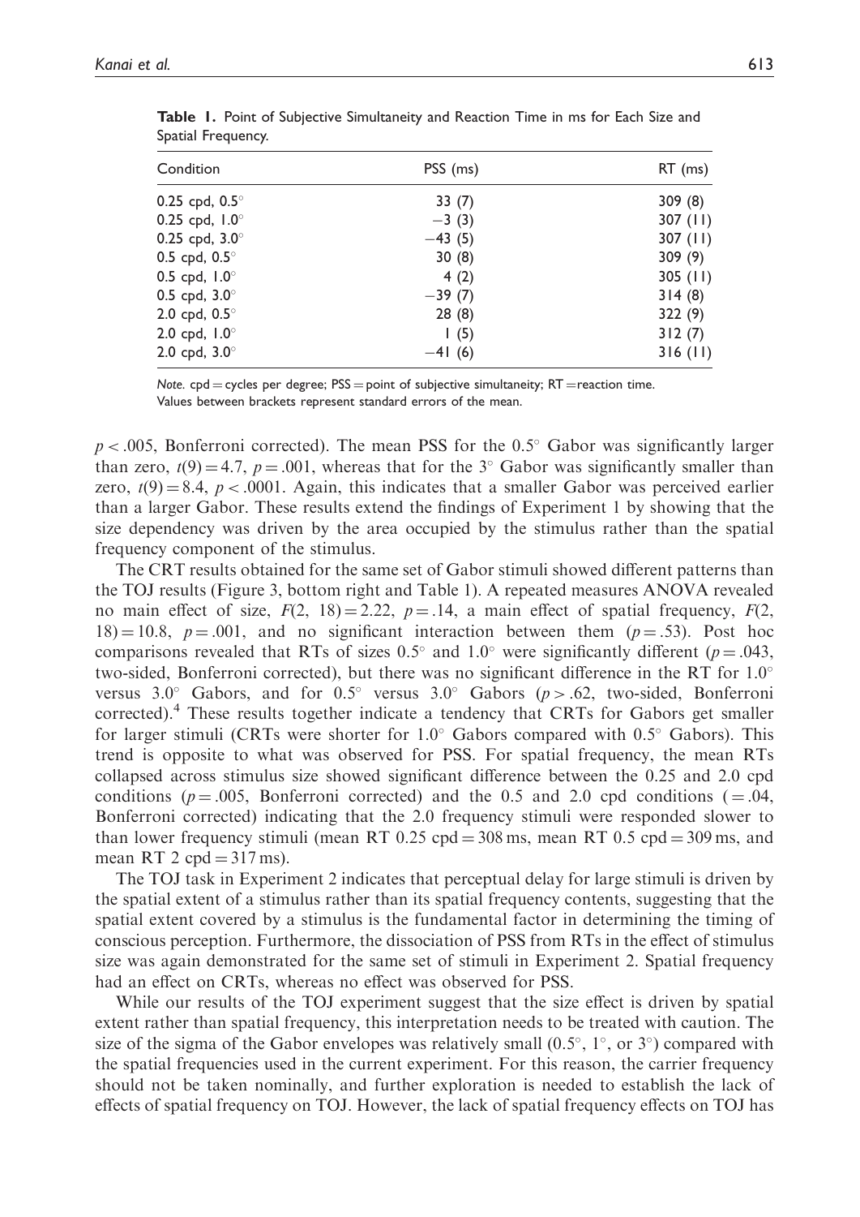**Table 1.** Point of Subjective Simultaneity and Reaction Time in ms for Each Size and Spatial Frequency.

| Condition | PSS (ms) | RT (ms) |
|---|---|---|
| 0.25 cpd, 0.5° | 33 (7) | 309 (8) |
| 0.25 cpd, 1.0° | −3 (3) | 307 (11) |
| 0.25 cpd, 3.0° | −43 (5) | 307 (11) |
| 0.5 cpd, 0.5° | 30 (8) | 309 (9) |
| 0.5 cpd, 1.0° | 4 (2) | 305 (11) |
| 0.5 cpd, 3.0° | −39 (7) | 314 (8) |
| 2.0 cpd, 0.5° | 28 (8) | 322 (9) |
| 2.0 cpd, 1.0° | 1 (5) | 312 (7) |
| 2.0 cpd, 3.0° | −41 (6) | 316 (11) |

*Note.* cpd = cycles per degree; PSS = point of subjective simultaneity; RT = reaction time.
Values between brackets represent standard errors of the mean.

$p < .005$, Bonferroni corrected). The mean PSS for the 0.5° Gabor was significantly larger than zero, $t(9) = 4.7$, $p = .001$, whereas that for the 3° Gabor was significantly smaller than zero, $t(9) = 8.4$, $p < .0001$. Again, this indicates that a smaller Gabor was perceived earlier than a larger Gabor. These results extend the findings of Experiment 1 by showing that the size dependency was driven by the area occupied by the stimulus rather than the spatial frequency component of the stimulus.

The CRT results obtained for the same set of Gabor stimuli showed different patterns than the TOJ results (Figure 3, bottom right and Table 1). A repeated measures ANOVA revealed no main effect of size, $F(2, 18) = 2.22$, $p = .14$, a main effect of spatial frequency, $F(2, 18) = 10.8$, $p = .001$, and no significant interaction between them ($p = .53$). Post hoc comparisons revealed that RTs of sizes 0.5° and 1.0° were significantly different ($p = .043$, two-sided, Bonferroni corrected), but there was no significant difference in the RT for 1.0° versus 3.0° Gabors, and for 0.5° versus 3.0° Gabors ($p > .62$, two-sided, Bonferroni corrected).[4] These results together indicate a tendency that CRTs for Gabors get smaller for larger stimuli (CRTs were shorter for 1.0° Gabors compared with 0.5° Gabors). This trend is opposite to what was observed for PSS. For spatial frequency, the mean RTs collapsed across stimulus size showed significant difference between the 0.25 and 2.0 cpd conditions ($p = .005$, Bonferroni corrected) and the 0.5 and 2.0 cpd conditions ($= .04$, Bonferroni corrected) indicating that the 2.0 frequency stimuli were responded slower to than lower frequency stimuli (mean RT 0.25 cpd = 308 ms, mean RT 0.5 cpd = 309 ms, and mean RT 2 cpd = 317 ms).

The TOJ task in Experiment 2 indicates that perceptual delay for large stimuli is driven by the spatial extent of a stimulus rather than its spatial frequency contents, suggesting that the spatial extent covered by a stimulus is the fundamental factor in determining the timing of conscious perception. Furthermore, the dissociation of PSS from RTs in the effect of stimulus size was again demonstrated for the same set of stimuli in Experiment 2. Spatial frequency had an effect on CRTs, whereas no effect was observed for PSS.

While our results of the TOJ experiment suggest that the size effect is driven by spatial extent rather than spatial frequency, this interpretation needs to be treated with caution. The size of the sigma of the Gabor envelopes was relatively small (0.5°, 1°, or 3°) compared with the spatial frequencies used in the current experiment. For this reason, the carrier frequency should not be taken nominally, and further exploration is needed to establish the lack of effects of spatial frequency on TOJ. However, the lack of spatial frequency effects on TOJ has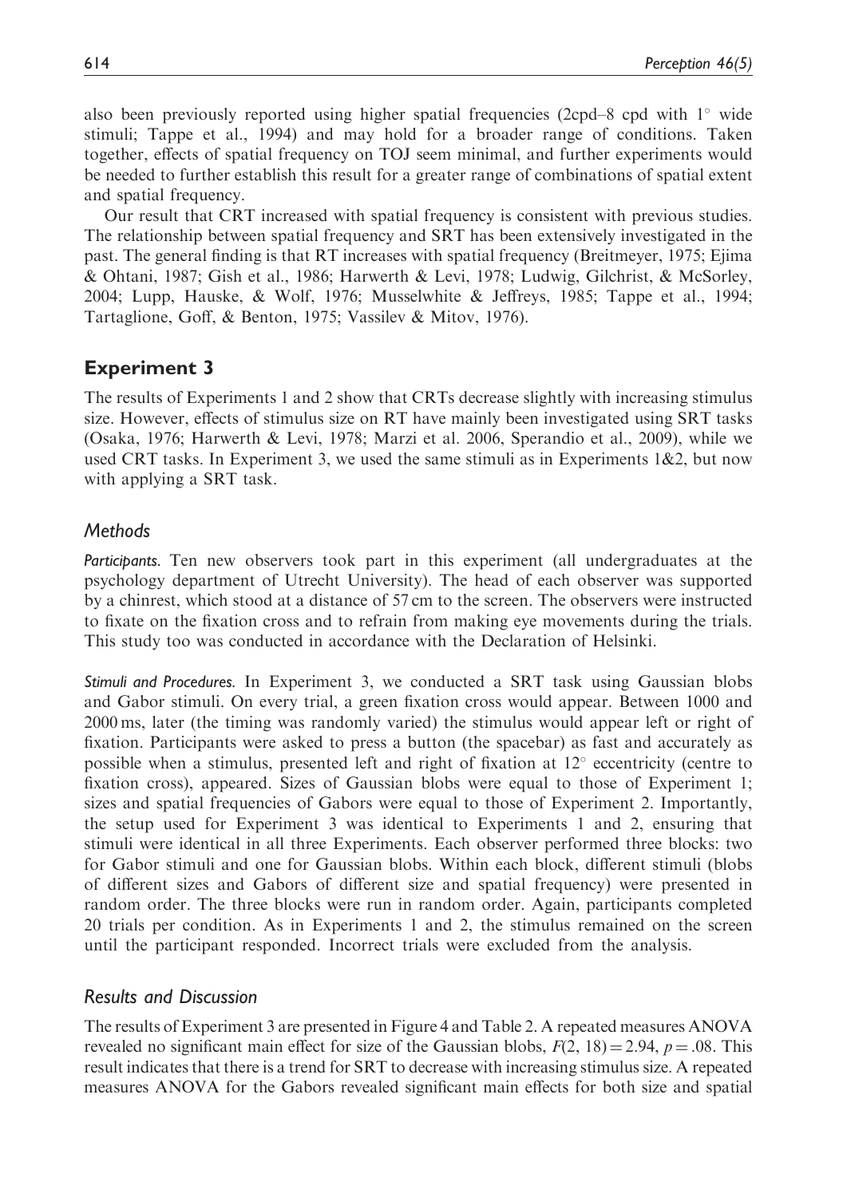also been previously reported using higher spatial frequencies (2cpd–8 cpd with 1° wide stimuli; Tappe et al., 1994) and may hold for a broader range of conditions. Taken together, effects of spatial frequency on TOJ seem minimal, and further experiments would be needed to further establish this result for a greater range of combinations of spatial extent and spatial frequency.

Our result that CRT increased with spatial frequency is consistent with previous studies. The relationship between spatial frequency and SRT has been extensively investigated in the past. The general finding is that RT increases with spatial frequency (Breitmeyer, 1975; Ejima & Ohtani, 1987; Gish et al., 1986; Harwerth & Levi, 1978; Ludwig, Gilchrist, & McSorley, 2004; Lupp, Hauske, & Wolf, 1976; Musselwhite & Jeffreys, 1985; Tappe et al., 1994; Tartaglione, Goff, & Benton, 1975; Vassilev & Mitov, 1976).

## Experiment 3

The results of Experiments 1 and 2 show that CRTs decrease slightly with increasing stimulus size. However, effects of stimulus size on RT have mainly been investigated using SRT tasks (Osaka, 1976; Harwerth & Levi, 1978; Marzi et al. 2006, Sperandio et al., 2009), while we used CRT tasks. In Experiment 3, we used the same stimuli as in Experiments 1&2, but now with applying a SRT task.

### Methods

*Participants.* Ten new observers took part in this experiment (all undergraduates at the psychology department of Utrecht University). The head of each observer was supported by a chinrest, which stood at a distance of 57 cm to the screen. The observers were instructed to fixate on the fixation cross and to refrain from making eye movements during the trials. This study too was conducted in accordance with the Declaration of Helsinki.

*Stimuli and Procedures.* In Experiment 3, we conducted a SRT task using Gaussian blobs and Gabor stimuli. On every trial, a green fixation cross would appear. Between 1000 and 2000 ms, later (the timing was randomly varied) the stimulus would appear left or right of fixation. Participants were asked to press a button (the spacebar) as fast and accurately as possible when a stimulus, presented left and right of fixation at 12° eccentricity (centre to fixation cross), appeared. Sizes of Gaussian blobs were equal to those of Experiment 1; sizes and spatial frequencies of Gabors were equal to those of Experiment 2. Importantly, the setup used for Experiment 3 was identical to Experiments 1 and 2, ensuring that stimuli were identical in all three Experiments. Each observer performed three blocks: two for Gabor stimuli and one for Gaussian blobs. Within each block, different stimuli (blobs of different sizes and Gabors of different size and spatial frequency) were presented in random order. The three blocks were run in random order. Again, participants completed 20 trials per condition. As in Experiments 1 and 2, the stimulus remained on the screen until the participant responded. Incorrect trials were excluded from the analysis.

### Results and Discussion

The results of Experiment 3 are presented in Figure 4 and Table 2. A repeated measures ANOVA revealed no significant main effect for size of the Gaussian blobs, $F(2, 18) = 2.94$, $p = .08$. This result indicates that there is a trend for SRT to decrease with increasing stimulus size. A repeated measures ANOVA for the Gabors revealed significant main effects for both size and spatial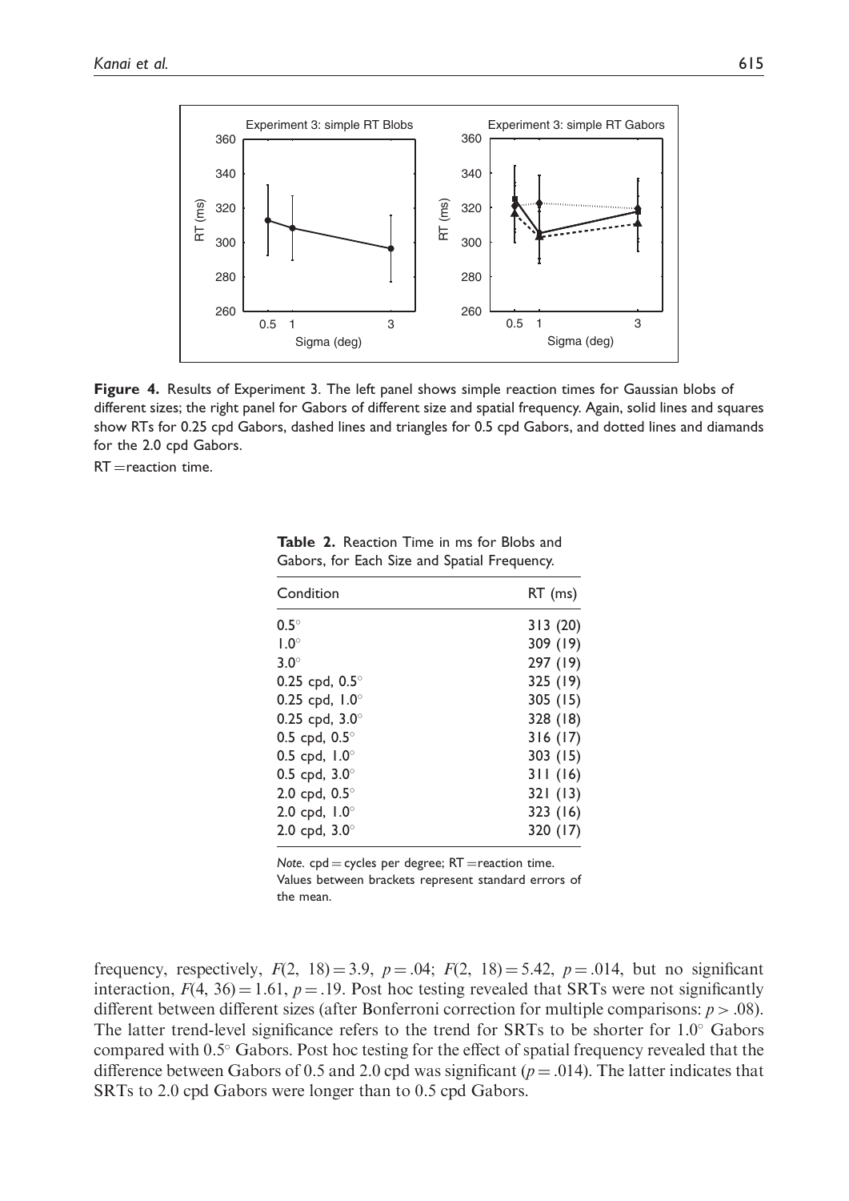**Figure 4.** Results of Experiment 3. The left panel shows simple reaction times for Gaussian blobs of different sizes; the right panel for Gabors of different size and spatial frequency. Again, solid lines and squares show RTs for 0.25 cpd Gabors, dashed lines and triangles for 0.5 cpd Gabors, and dotted lines and diamands for the 2.0 cpd Gabors.
RT = reaction time.

**Table 2.** Reaction Time in ms for Blobs and Gabors, for Each Size and Spatial Frequency.

| Condition | RT (ms) |
|---|---|
| 0.5° | 313 (20) |
| 1.0° | 309 (19) |
| 3.0° | 297 (19) |
| 0.25 cpd, 0.5° | 325 (19) |
| 0.25 cpd, 1.0° | 305 (15) |
| 0.25 cpd, 3.0° | 328 (18) |
| 0.5 cpd, 0.5° | 316 (17) |
| 0.5 cpd, 1.0° | 303 (15) |
| 0.5 cpd, 3.0° | 311 (16) |
| 2.0 cpd, 0.5° | 321 (13) |
| 2.0 cpd, 1.0° | 323 (16) |
| 2.0 cpd, 3.0° | 320 (17) |

*Note.* cpd = cycles per degree; RT = reaction time.
Values between brackets represent standard errors of the mean.

frequency, respectively, $F(2, 18) = 3.9$, $p = .04$; $F(2, 18) = 5.42$, $p = .014$, but no significant interaction, $F(4, 36) = 1.61$, $p = .19$. Post hoc testing revealed that SRTs were not significantly different between different sizes (after Bonferroni correction for multiple comparisons: $p > .08$). The latter trend-level significance refers to the trend for SRTs to be shorter for 1.0° Gabors compared with 0.5° Gabors. Post hoc testing for the effect of spatial frequency revealed that the difference between Gabors of 0.5 and 2.0 cpd was significant ($p = .014$). The latter indicates that SRTs to 2.0 cpd Gabors were longer than to 0.5 cpd Gabors.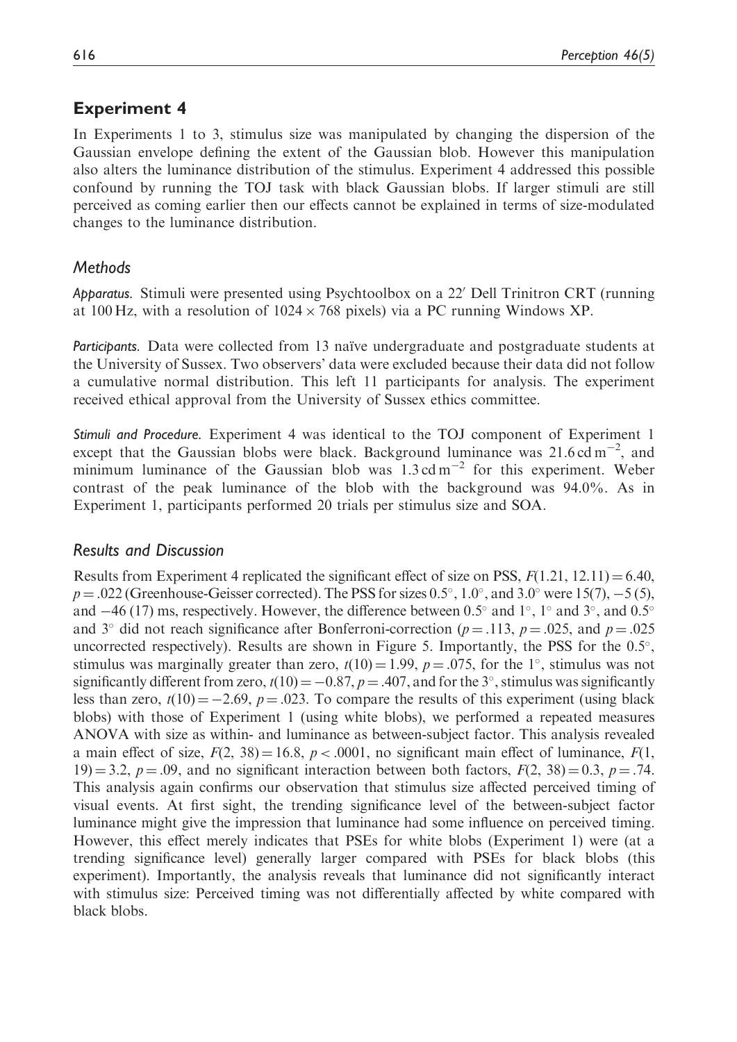## Experiment 4

In Experiments 1 to 3, stimulus size was manipulated by changing the dispersion of the Gaussian envelope defining the extent of the Gaussian blob. However this manipulation also alters the luminance distribution of the stimulus. Experiment 4 addressed this possible confound by running the TOJ task with black Gaussian blobs. If larger stimuli are still perceived as coming earlier then our effects cannot be explained in terms of size-modulated changes to the luminance distribution.

### Methods

*Apparatus.* Stimuli were presented using Psychtoolbox on a 22′ Dell Trinitron CRT (running at 100 Hz, with a resolution of 1024 × 768 pixels) via a PC running Windows XP.

*Participants.* Data were collected from 13 naïve undergraduate and postgraduate students at the University of Sussex. Two observers' data were excluded because their data did not follow a cumulative normal distribution. This left 11 participants for analysis. The experiment received ethical approval from the University of Sussex ethics committee.

*Stimuli and Procedure.* Experiment 4 was identical to the TOJ component of Experiment 1 except that the Gaussian blobs were black. Background luminance was 21.6 cd m$^{-2}$, and minimum luminance of the Gaussian blob was 1.3 cd m$^{-2}$ for this experiment. Weber contrast of the peak luminance of the blob with the background was 94.0%. As in Experiment 1, participants performed 20 trials per stimulus size and SOA.

### Results and Discussion

Results from Experiment 4 replicated the significant effect of size on PSS, $F(1.21, 12.11) = 6.40$, $p = .022$ (Greenhouse-Geisser corrected). The PSS for sizes 0.5°, 1.0°, and 3.0° were 15(7), −5 (5), and −46 (17) ms, respectively. However, the difference between 0.5° and 1°, 1° and 3°, and 0.5° and 3° did not reach significance after Bonferroni-correction ($p = .113$, $p = .025$, and $p = .025$ uncorrected respectively). Results are shown in Figure 5. Importantly, the PSS for the 0.5°, stimulus was marginally greater than zero, $t(10) = 1.99$, $p = .075$, for the 1°, stimulus was not significantly different from zero, $t(10) = -0.87$, $p = .407$, and for the 3°, stimulus was significantly less than zero, $t(10) = -2.69$, $p = .023$. To compare the results of this experiment (using black blobs) with those of Experiment 1 (using white blobs), we performed a repeated measures ANOVA with size as within- and luminance as between-subject factor. This analysis revealed a main effect of size, $F(2, 38) = 16.8$, $p < .0001$, no significant main effect of luminance, $F(1, 19) = 3.2$, $p = .09$, and no significant interaction between both factors, $F(2, 38) = 0.3$, $p = .74$. This analysis again confirms our observation that stimulus size affected perceived timing of visual events. At first sight, the trending significance level of the between-subject factor luminance might give the impression that luminance had some influence on perceived timing. However, this effect merely indicates that PSEs for white blobs (Experiment 1) were (at a trending significance level) generally larger compared with PSEs for black blobs (this experiment). Importantly, the analysis reveals that luminance did not significantly interact with stimulus size: Perceived timing was not differentially affected by white compared with black blobs.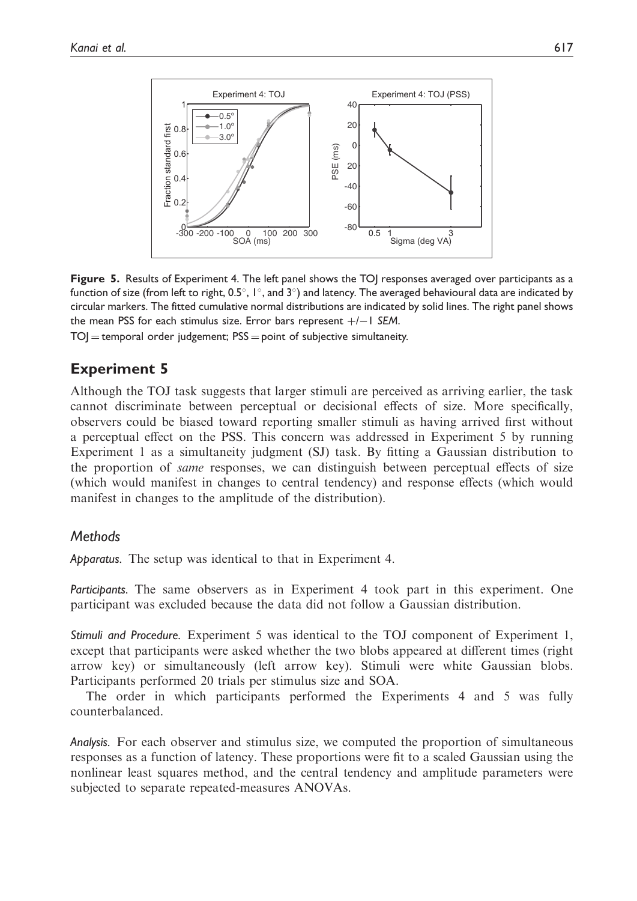**Figure 5.** Results of Experiment 4. The left panel shows the TOJ responses averaged over participants as a function of size (from left to right, 0.5°, 1°, and 3°) and latency. The averaged behavioural data are indicated by circular markers. The fitted cumulative normal distributions are indicated by solid lines. The right panel shows the mean PSS for each stimulus size. Error bars represent +/−1 *SEM*.

TOJ = temporal order judgement; PSS = point of subjective simultaneity.

## Experiment 5

Although the TOJ task suggests that larger stimuli are perceived as arriving earlier, the task cannot discriminate between perceptual or decisional effects of size. More specifically, observers could be biased toward reporting smaller stimuli as having arrived first without a perceptual effect on the PSS. This concern was addressed in Experiment 5 by running Experiment 1 as a simultaneity judgment (SJ) task. By fitting a Gaussian distribution to the proportion of *same* responses, we can distinguish between perceptual effects of size (which would manifest in changes to central tendency) and response effects (which would manifest in changes to the amplitude of the distribution).

### Methods

*Apparatus.* The setup was identical to that in Experiment 4.

*Participants.* The same observers as in Experiment 4 took part in this experiment. One participant was excluded because the data did not follow a Gaussian distribution.

*Stimuli and Procedure.* Experiment 5 was identical to the TOJ component of Experiment 1, except that participants were asked whether the two blobs appeared at different times (right arrow key) or simultaneously (left arrow key). Stimuli were white Gaussian blobs. Participants performed 20 trials per stimulus size and SOA.

The order in which participants performed the Experiments 4 and 5 was fully counterbalanced.

*Analysis.* For each observer and stimulus size, we computed the proportion of simultaneous responses as a function of latency. These proportions were fit to a scaled Gaussian using the nonlinear least squares method, and the central tendency and amplitude parameters were subjected to separate repeated-measures ANOVAs.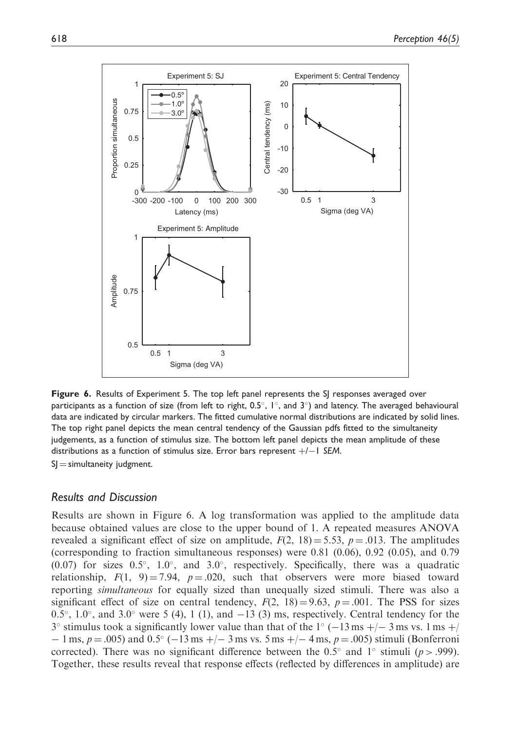**Figure 6.** Results of Experiment 5. The top left panel represents the SJ responses averaged over participants as a function of size (from left to right, 0.5°, 1°, and 3°) and latency. The averaged behavioural data are indicated by circular markers. The fitted cumulative normal distributions are indicated by solid lines. The top right panel depicts the mean central tendency of the Gaussian pdfs fitted to the simultaneity judgements, as a function of stimulus size. The bottom left panel depicts the mean amplitude of these distributions as a function of stimulus size. Error bars represent +/−1 *SEM*.

SJ = simultaneity judgment.

### *Results and Discussion*

Results are shown in Figure 6. A log transformation was applied to the amplitude data because obtained values are close to the upper bound of 1. A repeated measures ANOVA revealed a significant effect of size on amplitude, $F(2, 18) = 5.53$, $p = .013$. The amplitudes (corresponding to fraction simultaneous responses) were 0.81 (0.06), 0.92 (0.05), and 0.79 (0.07) for sizes 0.5°, 1.0°, and 3.0°, respectively. Specifically, there was a quadratic relationship, $F(1, 9) = 7.94$, $p = .020$, such that observers were more biased toward reporting *simultaneous* for equally sized than unequally sized stimuli. There was also a significant effect of size on central tendency, $F(2, 18) = 9.63$, $p = .001$. The PSS for sizes 0.5°, 1.0°, and 3.0° were 5 (4), 1 (1), and −13 (3) ms, respectively. Central tendency for the 3° stimulus took a significantly lower value than that of the 1° (−13 ms +/− 3 ms vs. 1 ms +/− 1 ms, $p = .005$) and 0.5° (−13 ms +/− 3 ms vs. 5 ms +/− 4 ms, $p = .005$) stimuli (Bonferroni corrected). There was no significant difference between the 0.5° and 1° stimuli ($p > .999$). Together, these results reveal that response effects (reflected by differences in amplitude) are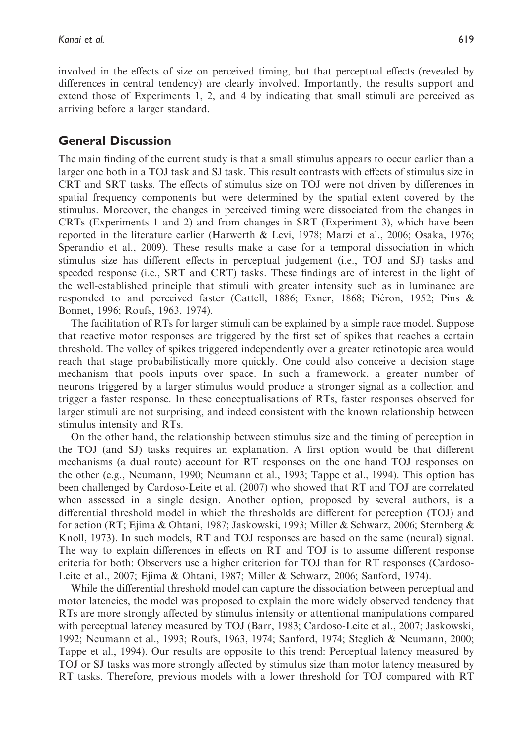involved in the effects of size on perceived timing, but that perceptual effects (revealed by differences in central tendency) are clearly involved. Importantly, the results support and extend those of Experiments 1, 2, and 4 by indicating that small stimuli are perceived as arriving before a larger standard.

## General Discussion

The main finding of the current study is that a small stimulus appears to occur earlier than a larger one both in a TOJ task and SJ task. This result contrasts with effects of stimulus size in CRT and SRT tasks. The effects of stimulus size on TOJ were not driven by differences in spatial frequency components but were determined by the spatial extent covered by the stimulus. Moreover, the changes in perceived timing were dissociated from the changes in CRTs (Experiments 1 and 2) and from changes in SRT (Experiment 3), which have been reported in the literature earlier (Harwerth & Levi, 1978; Marzi et al., 2006; Osaka, 1976; Sperandio et al., 2009). These results make a case for a temporal dissociation in which stimulus size has different effects in perceptual judgement (i.e., TOJ and SJ) tasks and speeded response (i.e., SRT and CRT) tasks. These findings are of interest in the light of the well-established principle that stimuli with greater intensity such as in luminance are responded to and perceived faster (Cattell, 1886; Exner, 1868; Piéron, 1952; Pins & Bonnet, 1996; Roufs, 1963, 1974).

The facilitation of RTs for larger stimuli can be explained by a simple race model. Suppose that reactive motor responses are triggered by the first set of spikes that reaches a certain threshold. The volley of spikes triggered independently over a greater retinotopic area would reach that stage probabilistically more quickly. One could also conceive a decision stage mechanism that pools inputs over space. In such a framework, a greater number of neurons triggered by a larger stimulus would produce a stronger signal as a collection and trigger a faster response. In these conceptualisations of RTs, faster responses observed for larger stimuli are not surprising, and indeed consistent with the known relationship between stimulus intensity and RTs.

On the other hand, the relationship between stimulus size and the timing of perception in the TOJ (and SJ) tasks requires an explanation. A first option would be that different mechanisms (a dual route) account for RT responses on the one hand TOJ responses on the other (e.g., Neumann, 1990; Neumann et al., 1993; Tappe et al., 1994). This option has been challenged by Cardoso-Leite et al. (2007) who showed that RT and TOJ are correlated when assessed in a single design. Another option, proposed by several authors, is a differential threshold model in which the thresholds are different for perception (TOJ) and for action (RT; Ejima & Ohtani, 1987; Jaskowski, 1993; Miller & Schwarz, 2006; Sternberg & Knoll, 1973). In such models, RT and TOJ responses are based on the same (neural) signal. The way to explain differences in effects on RT and TOJ is to assume different response criteria for both: Observers use a higher criterion for TOJ than for RT responses (Cardoso-Leite et al., 2007; Ejima & Ohtani, 1987; Miller & Schwarz, 2006; Sanford, 1974).

While the differential threshold model can capture the dissociation between perceptual and motor latencies, the model was proposed to explain the more widely observed tendency that RTs are more strongly affected by stimulus intensity or attentional manipulations compared with perceptual latency measured by TOJ (Barr, 1983; Cardoso-Leite et al., 2007; Jaskowski, 1992; Neumann et al., 1993; Roufs, 1963, 1974; Sanford, 1974; Steglich & Neumann, 2000; Tappe et al., 1994). Our results are opposite to this trend: Perceptual latency measured by TOJ or SJ tasks was more strongly affected by stimulus size than motor latency measured by RT tasks. Therefore, previous models with a lower threshold for TOJ compared with RT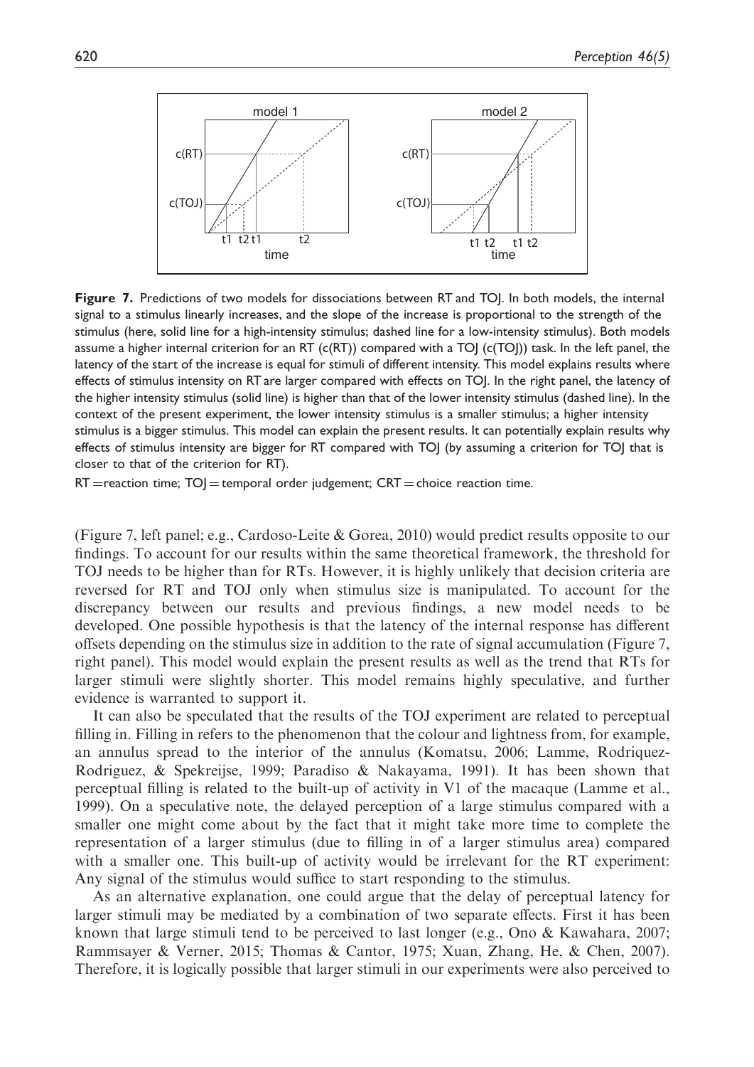**Figure 7.** Predictions of two models for dissociations between RT and TOJ. In both models, the internal signal to a stimulus linearly increases, and the slope of the increase is proportional to the strength of the stimulus (here, solid line for a high-intensity stimulus; dashed line for a low-intensity stimulus). Both models assume a higher internal criterion for an RT (c(RT)) compared with a TOJ (c(TOJ)) task. In the left panel, the latency of the start of the increase is equal for stimuli of different intensity. This model explains results where effects of stimulus intensity on RT are larger compared with effects on TOJ. In the right panel, the latency of the higher intensity stimulus (solid line) is higher than that of the lower intensity stimulus (dashed line). In the context of the present experiment, the lower intensity stimulus is a smaller stimulus; a higher intensity stimulus is a bigger stimulus. This model can explain the present results. It can potentially explain results why effects of stimulus intensity are bigger for RT compared with TOJ (by assuming a criterion for TOJ that is closer to that of the criterion for RT).

RT = reaction time; TOJ = temporal order judgement; CRT = choice reaction time.

(Figure 7, left panel; e.g., Cardoso-Leite & Gorea, 2010) would predict results opposite to our findings. To account for our results within the same theoretical framework, the threshold for TOJ needs to be higher than for RTs. However, it is highly unlikely that decision criteria are reversed for RT and TOJ only when stimulus size is manipulated. To account for the discrepancy between our results and previous findings, a new model needs to be developed. One possible hypothesis is that the latency of the internal response has different offsets depending on the stimulus size in addition to the rate of signal accumulation (Figure 7, right panel). This model would explain the present results as well as the trend that RTs for larger stimuli were slightly shorter. This model remains highly speculative, and further evidence is warranted to support it.

It can also be speculated that the results of the TOJ experiment are related to perceptual filling in. Filling in refers to the phenomenon that the colour and lightness from, for example, an annulus spread to the interior of the annulus (Komatsu, 2006; Lamme, Rodriquez-Rodriguez, & Spekreijse, 1999; Paradiso & Nakayama, 1991). It has been shown that perceptual filling is related to the built-up of activity in V1 of the macaque (Lamme et al., 1999). On a speculative note, the delayed perception of a large stimulus compared with a smaller one might come about by the fact that it might take more time to complete the representation of a larger stimulus (due to filling in of a larger stimulus area) compared with a smaller one. This built-up of activity would be irrelevant for the RT experiment: Any signal of the stimulus would suffice to start responding to the stimulus.

As an alternative explanation, one could argue that the delay of perceptual latency for larger stimuli may be mediated by a combination of two separate effects. First it has been known that large stimuli tend to be perceived to last longer (e.g., Ono & Kawahara, 2007; Rammsayer & Verner, 2015; Thomas & Cantor, 1975; Xuan, Zhang, He, & Chen, 2007). Therefore, it is logically possible that larger stimuli in our experiments were also perceived to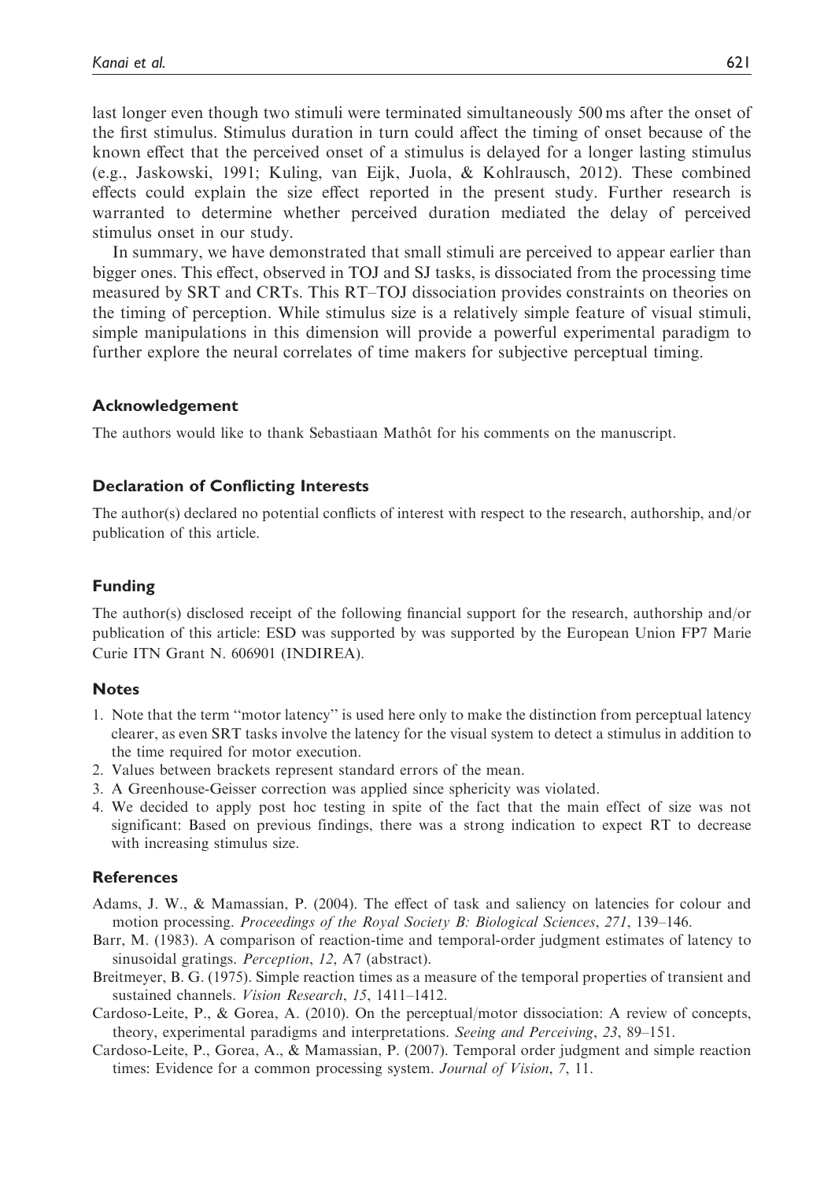last longer even though two stimuli were terminated simultaneously 500 ms after the onset of the first stimulus. Stimulus duration in turn could affect the timing of onset because of the known effect that the perceived onset of a stimulus is delayed for a longer lasting stimulus (e.g., Jaskowski, 1991; Kuling, van Eijk, Juola, & Kohlrausch, 2012). These combined effects could explain the size effect reported in the present study. Further research is warranted to determine whether perceived duration mediated the delay of perceived stimulus onset in our study.

In summary, we have demonstrated that small stimuli are perceived to appear earlier than bigger ones. This effect, observed in TOJ and SJ tasks, is dissociated from the processing time measured by SRT and CRTs. This RT–TOJ dissociation provides constraints on theories on the timing of perception. While stimulus size is a relatively simple feature of visual stimuli, simple manipulations in this dimension will provide a powerful experimental paradigm to further explore the neural correlates of time makers for subjective perceptual timing.

## Acknowledgement

The authors would like to thank Sebastiaan Mathôt for his comments on the manuscript.

## Declaration of Conflicting Interests

The author(s) declared no potential conflicts of interest with respect to the research, authorship, and/or publication of this article.

## Funding

The author(s) disclosed receipt of the following financial support for the research, authorship and/or publication of this article: ESD was supported by was supported by the European Union FP7 Marie Curie ITN Grant N. 606901 (INDIREA).

## Notes

1. Note that the term ''motor latency'' is used here only to make the distinction from perceptual latency clearer, as even SRT tasks involve the latency for the visual system to detect a stimulus in addition to the time required for motor execution.
2. Values between brackets represent standard errors of the mean.
3. A Greenhouse-Geisser correction was applied since sphericity was violated.
4. We decided to apply post hoc testing in spite of the fact that the main effect of size was not significant: Based on previous findings, there was a strong indication to expect RT to decrease with increasing stimulus size.

## References

Adams, J. W., & Mamassian, P. (2004). The effect of task and saliency on latencies for colour and motion processing. *Proceedings of the Royal Society B: Biological Sciences*, *271*, 139–146.

Barr, M. (1983). A comparison of reaction-time and temporal-order judgment estimates of latency to sinusoidal gratings. *Perception*, *12*, A7 (abstract).

Breitmeyer, B. G. (1975). Simple reaction times as a measure of the temporal properties of transient and sustained channels. *Vision Research*, *15*, 1411–1412.

Cardoso-Leite, P., & Gorea, A. (2010). On the perceptual/motor dissociation: A review of concepts, theory, experimental paradigms and interpretations. *Seeing and Perceiving*, *23*, 89–151.

Cardoso-Leite, P., Gorea, A., & Mamassian, P. (2007). Temporal order judgment and simple reaction times: Evidence for a common processing system. *Journal of Vision*, *7*, 11.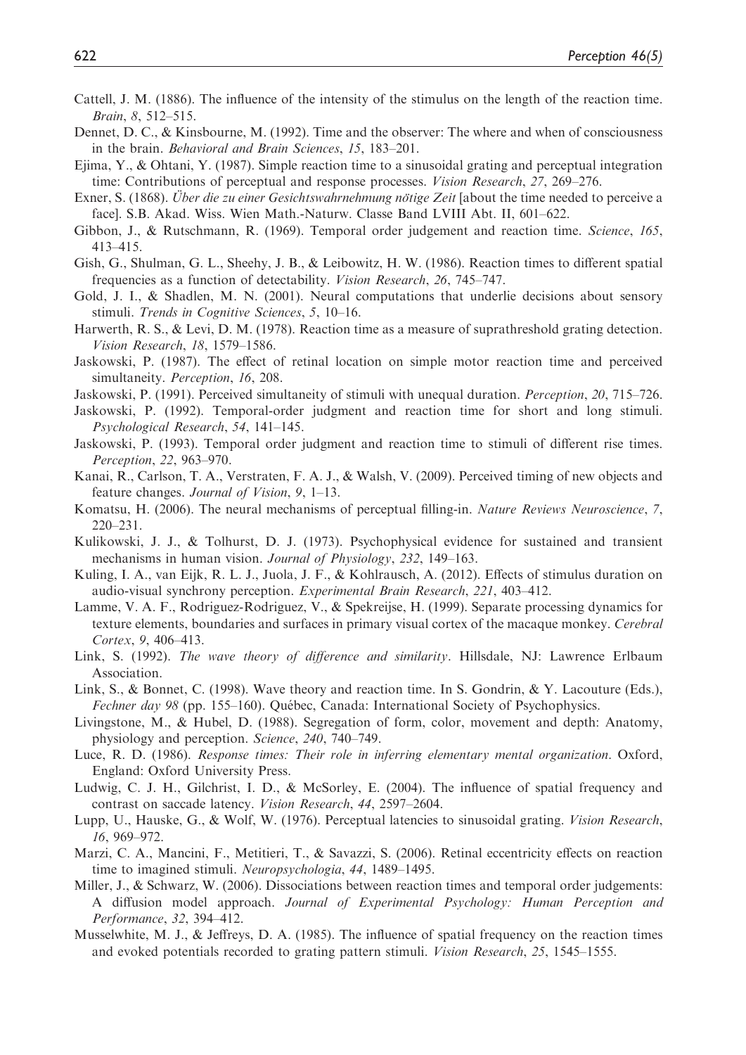Cattell, J. M. (1886). The influence of the intensity of the stimulus on the length of the reaction time. *Brain*, *8*, 512–515.

Dennet, D. C., & Kinsbourne, M. (1992). Time and the observer: The where and when of consciousness in the brain. *Behavioral and Brain Sciences*, *15*, 183–201.

Ejima, Y., & Ohtani, Y. (1987). Simple reaction time to a sinusoidal grating and perceptual integration time: Contributions of perceptual and response processes. *Vision Research*, *27*, 269–276.

Exner, S. (1868). *Über die zu einer Gesichtswahrnehmung nötige Zeit* [about the time needed to perceive a face]. S.B. Akad. Wiss. Wien Math.-Naturw. Classe Band LVIII Abt. II, 601–622.

Gibbon, J., & Rutschmann, R. (1969). Temporal order judgement and reaction time. *Science*, *165*, 413–415.

Gish, G., Shulman, G. L., Sheehy, J. B., & Leibowitz, H. W. (1986). Reaction times to different spatial frequencies as a function of detectability. *Vision Research*, *26*, 745–747.

Gold, J. I., & Shadlen, M. N. (2001). Neural computations that underlie decisions about sensory stimuli. *Trends in Cognitive Sciences*, *5*, 10–16.

Harwerth, R. S., & Levi, D. M. (1978). Reaction time as a measure of suprathreshold grating detection. *Vision Research*, *18*, 1579–1586.

Jaskowski, P. (1987). The effect of retinal location on simple motor reaction time and perceived simultaneity. *Perception*, *16*, 208.

Jaskowski, P. (1991). Perceived simultaneity of stimuli with unequal duration. *Perception*, *20*, 715–726.

Jaskowski, P. (1992). Temporal-order judgment and reaction time for short and long stimuli. *Psychological Research*, *54*, 141–145.

Jaskowski, P. (1993). Temporal order judgment and reaction time to stimuli of different rise times. *Perception*, *22*, 963–970.

Kanai, R., Carlson, T. A., Verstraten, F. A. J., & Walsh, V. (2009). Perceived timing of new objects and feature changes. *Journal of Vision*, *9*, 1–13.

Komatsu, H. (2006). The neural mechanisms of perceptual filling-in. *Nature Reviews Neuroscience*, *7*, 220–231.

Kulikowski, J. J., & Tolhurst, D. J. (1973). Psychophysical evidence for sustained and transient mechanisms in human vision. *Journal of Physiology*, *232*, 149–163.

Kuling, I. A., van Eijk, R. L. J., Juola, J. F., & Kohlrausch, A. (2012). Effects of stimulus duration on audio-visual synchrony perception. *Experimental Brain Research*, *221*, 403–412.

Lamme, V. A. F., Rodriguez-Rodriguez, V., & Spekreijse, H. (1999). Separate processing dynamics for texture elements, boundaries and surfaces in primary visual cortex of the macaque monkey. *Cerebral Cortex*, *9*, 406–413.

Link, S. (1992). *The wave theory of difference and similarity*. Hillsdale, NJ: Lawrence Erlbaum Association.

Link, S., & Bonnet, C. (1998). Wave theory and reaction time. In S. Gondrin, & Y. Lacouture (Eds.), *Fechner day 98* (pp. 155–160). Québec, Canada: International Society of Psychophysics.

Livingstone, M., & Hubel, D. (1988). Segregation of form, color, movement and depth: Anatomy, physiology and perception. *Science*, *240*, 740–749.

Luce, R. D. (1986). *Response times: Their role in inferring elementary mental organization*. Oxford, England: Oxford University Press.

Ludwig, C. J. H., Gilchrist, I. D., & McSorley, E. (2004). The influence of spatial frequency and contrast on saccade latency. *Vision Research*, *44*, 2597–2604.

Lupp, U., Hauske, G., & Wolf, W. (1976). Perceptual latencies to sinusoidal grating. *Vision Research*, *16*, 969–972.

Marzi, C. A., Mancini, F., Metitieri, T., & Savazzi, S. (2006). Retinal eccentricity effects on reaction time to imagined stimuli. *Neuropsychologia*, *44*, 1489–1495.

Miller, J., & Schwarz, W. (2006). Dissociations between reaction times and temporal order judgements: A diffusion model approach. *Journal of Experimental Psychology: Human Perception and Performance*, *32*, 394–412.

Musselwhite, M. J., & Jeffreys, D. A. (1985). The influence of spatial frequency on the reaction times and evoked potentials recorded to grating pattern stimuli. *Vision Research*, *25*, 1545–1555.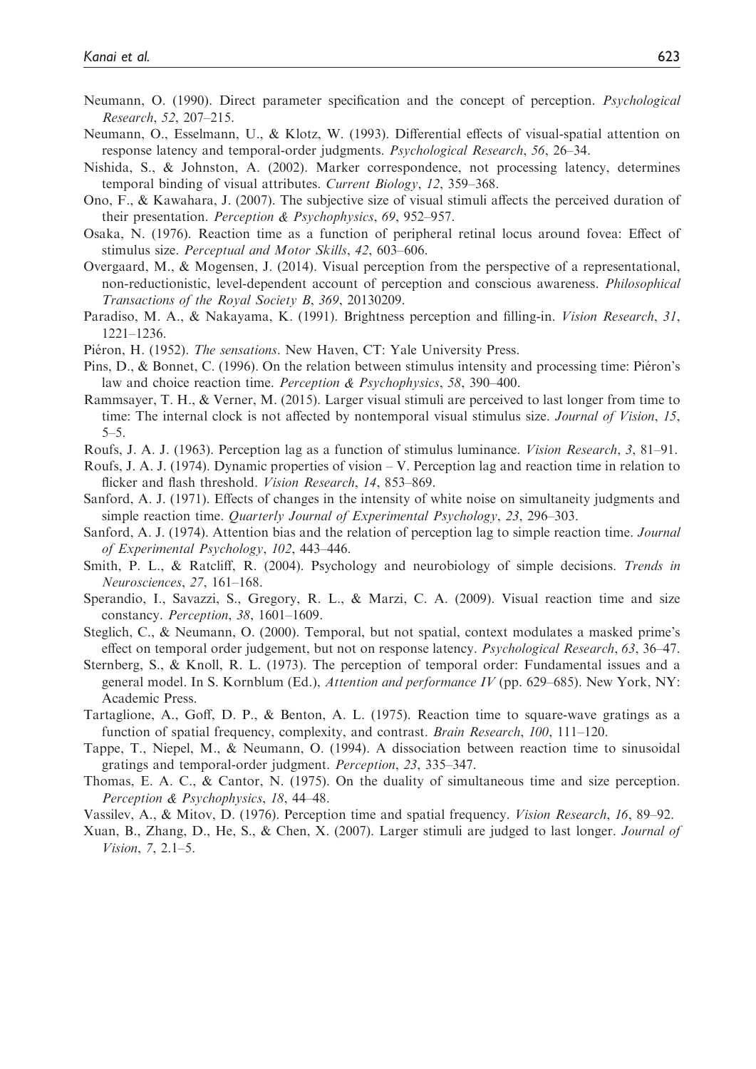Neumann, O. (1990). Direct parameter specification and the concept of perception. *Psychological Research*, *52*, 207–215.

Neumann, O., Esselmann, U., & Klotz, W. (1993). Differential effects of visual-spatial attention on response latency and temporal-order judgments. *Psychological Research*, *56*, 26–34.

Nishida, S., & Johnston, A. (2002). Marker correspondence, not processing latency, determines temporal binding of visual attributes. *Current Biology*, *12*, 359–368.

Ono, F., & Kawahara, J. (2007). The subjective size of visual stimuli affects the perceived duration of their presentation. *Perception & Psychophysics*, *69*, 952–957.

Osaka, N. (1976). Reaction time as a function of peripheral retinal locus around fovea: Effect of stimulus size. *Perceptual and Motor Skills*, *42*, 603–606.

Overgaard, M., & Mogensen, J. (2014). Visual perception from the perspective of a representational, non-reductionistic, level-dependent account of perception and conscious awareness. *Philosophical Transactions of the Royal Society B*, *369*, 20130209.

Paradiso, M. A., & Nakayama, K. (1991). Brightness perception and filling-in. *Vision Research*, *31*, 1221–1236.

Piéron, H. (1952). *The sensations*. New Haven, CT: Yale University Press.

Pins, D., & Bonnet, C. (1996). On the relation between stimulus intensity and processing time: Piéron's law and choice reaction time. *Perception & Psychophysics*, *58*, 390–400.

Rammsayer, T. H., & Verner, M. (2015). Larger visual stimuli are perceived to last longer from time to time: The internal clock is not affected by nontemporal visual stimulus size. *Journal of Vision*, *15*, 5–5.

Roufs, J. A. J. (1963). Perception lag as a function of stimulus luminance. *Vision Research*, *3*, 81–91.

Roufs, J. A. J. (1974). Dynamic properties of vision – V. Perception lag and reaction time in relation to flicker and flash threshold. *Vision Research*, *14*, 853–869.

Sanford, A. J. (1971). Effects of changes in the intensity of white noise on simultaneity judgments and simple reaction time. *Quarterly Journal of Experimental Psychology*, *23*, 296–303.

Sanford, A. J. (1974). Attention bias and the relation of perception lag to simple reaction time. *Journal of Experimental Psychology*, *102*, 443–446.

Smith, P. L., & Ratcliff, R. (2004). Psychology and neurobiology of simple decisions. *Trends in Neurosciences*, *27*, 161–168.

Sperandio, I., Savazzi, S., Gregory, R. L., & Marzi, C. A. (2009). Visual reaction time and size constancy. *Perception*, *38*, 1601–1609.

Steglich, C., & Neumann, O. (2000). Temporal, but not spatial, context modulates a masked prime's effect on temporal order judgement, but not on response latency. *Psychological Research*, *63*, 36–47.

Sternberg, S., & Knoll, R. L. (1973). The perception of temporal order: Fundamental issues and a general model. In S. Kornblum (Ed.), *Attention and performance IV* (pp. 629–685). New York, NY: Academic Press.

Tartaglione, A., Goff, D. P., & Benton, A. L. (1975). Reaction time to square-wave gratings as a function of spatial frequency, complexity, and contrast. *Brain Research*, *100*, 111–120.

Tappe, T., Niepel, M., & Neumann, O. (1994). A dissociation between reaction time to sinusoidal gratings and temporal-order judgment. *Perception*, *23*, 335–347.

Thomas, E. A. C., & Cantor, N. (1975). On the duality of simultaneous time and size perception. *Perception & Psychophysics*, *18*, 44–48.

Vassilev, A., & Mitov, D. (1976). Perception time and spatial frequency. *Vision Research*, *16*, 89–92.

Xuan, B., Zhang, D., He, S., & Chen, X. (2007). Larger stimuli are judged to last longer. *Journal of Vision*, *7*, 2.1–5.